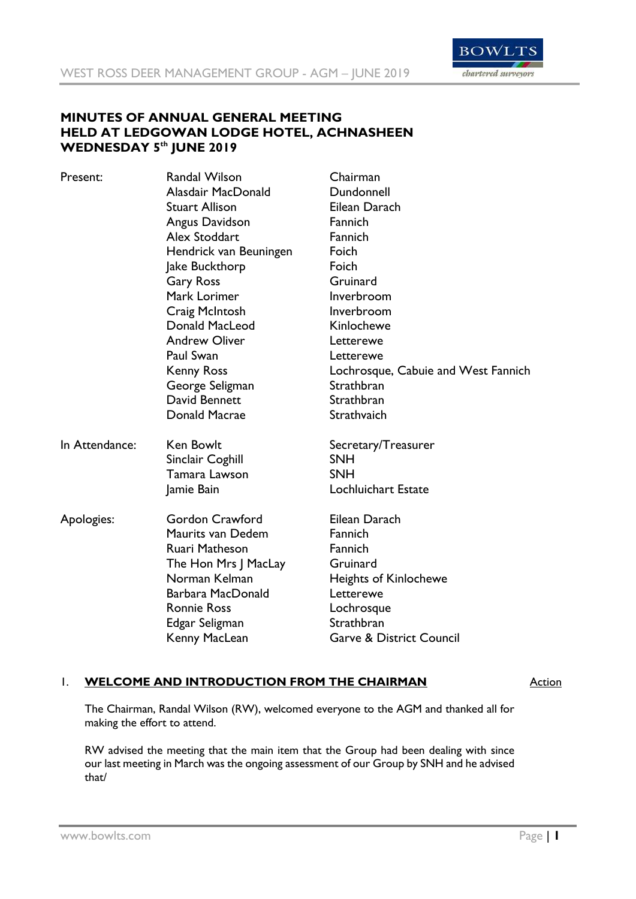# MINUTES OF ANNUAL GENERAL MEETING
# HELD AT LEDGOWAN LODGE HOTEL, ACHNASHEEN
# WEDNESDAY 5th JUNE 2019

| | | |
|---|---|---|
| Present: | Randal Wilson | Chairman |
| | Alasdair MacDonald | Dundonnell |
| | Stuart Allison | Eilean Darach |
| | Angus Davidson | Fannich |
| | Alex Stoddart | Fannich |
| | Hendrick van Beuningen | Foich |
| | Jake Buckthorp | Foich |
| | Gary Ross | Gruinard |
| | Mark Lorimer | Inverbroom |
| | Craig McIntosh | Inverbroom |
| | Donald MacLeod | Kinlochewe |
| | Andrew Oliver | Letterewe |
| | Paul Swan | Letterewe |
| | Kenny Ross | Lochrosque, Cabuie and West Fannich |
| | George Seligman | Strathbran |
| | David Bennett | Strathbran |
| | Donald Macrae | Strathvaich |
| In Attendance: | Ken Bowlt | Secretary/Treasurer |
| | Sinclair Coghill | SNH |
| | Tamara Lawson | SNH |
| | Jamie Bain | Lochluichart Estate |
| Apologies: | Gordon Crawford | Eilean Darach |
| | Maurits van Dedem | Fannich |
| | Ruari Matheson | Fannich |
| | The Hon Mrs J MacLay | Gruinard |
| | Norman Kelman | Heights of Kinlochewe |
| | Barbara MacDonald | Letterewe |
| | Ronnie Ross | Lochrosque |
| | Edgar Seligman | Strathbran |
| | Kenny MacLean | Garve & District Council |

## 1. WELCOME AND INTRODUCTION FROM THE CHAIRMAN — Action

The Chairman, Randal Wilson (RW), welcomed everyone to the AGM and thanked all for making the effort to attend.

RW advised the meeting that the main item that the Group had been dealing with since our last meeting in March was the ongoing assessment of our Group by SNH and he advised that/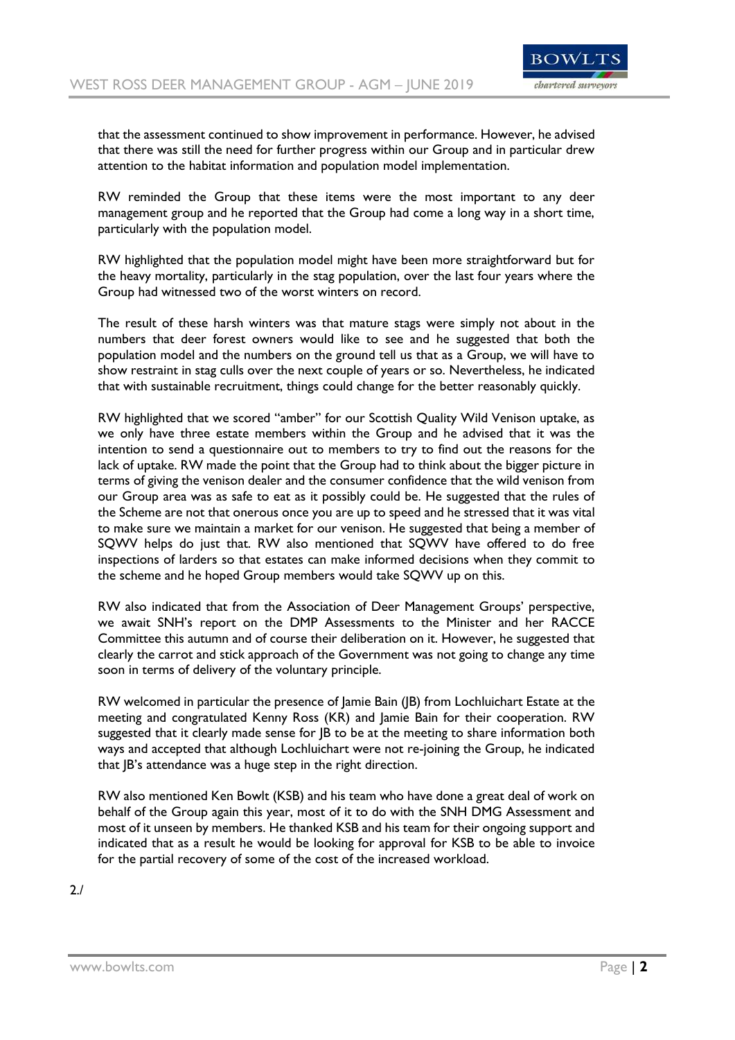that the assessment continued to show improvement in performance. However, he advised that there was still the need for further progress within our Group and in particular drew attention to the habitat information and population model implementation.

RW reminded the Group that these items were the most important to any deer management group and he reported that the Group had come a long way in a short time, particularly with the population model.

RW highlighted that the population model might have been more straightforward but for the heavy mortality, particularly in the stag population, over the last four years where the Group had witnessed two of the worst winters on record.

The result of these harsh winters was that mature stags were simply not about in the numbers that deer forest owners would like to see and he suggested that both the population model and the numbers on the ground tell us that as a Group, we will have to show restraint in stag culls over the next couple of years or so. Nevertheless, he indicated that with sustainable recruitment, things could change for the better reasonably quickly.

RW highlighted that we scored "amber" for our Scottish Quality Wild Venison uptake, as we only have three estate members within the Group and he advised that it was the intention to send a questionnaire out to members to try to find out the reasons for the lack of uptake. RW made the point that the Group had to think about the bigger picture in terms of giving the venison dealer and the consumer confidence that the wild venison from our Group area was as safe to eat as it possibly could be. He suggested that the rules of the Scheme are not that onerous once you are up to speed and he stressed that it was vital to make sure we maintain a market for our venison. He suggested that being a member of SQWV helps do just that. RW also mentioned that SQWV have offered to do free inspections of larders so that estates can make informed decisions when they commit to the scheme and he hoped Group members would take SQWV up on this.

RW also indicated that from the Association of Deer Management Groups' perspective, we await SNH's report on the DMP Assessments to the Minister and her RACCE Committee this autumn and of course their deliberation on it. However, he suggested that clearly the carrot and stick approach of the Government was not going to change any time soon in terms of delivery of the voluntary principle.

RW welcomed in particular the presence of Jamie Bain (JB) from Lochluichart Estate at the meeting and congratulated Kenny Ross (KR) and Jamie Bain for their cooperation. RW suggested that it clearly made sense for JB to be at the meeting to share information both ways and accepted that although Lochluichart were not re-joining the Group, he indicated that JB's attendance was a huge step in the right direction.

RW also mentioned Ken Bowlt (KSB) and his team who have done a great deal of work on behalf of the Group again this year, most of it to do with the SNH DMG Assessment and most of it unseen by members. He thanked KSB and his team for their ongoing support and indicated that as a result he would be looking for approval for KSB to be able to invoice for the partial recovery of some of the cost of the increased workload.

2./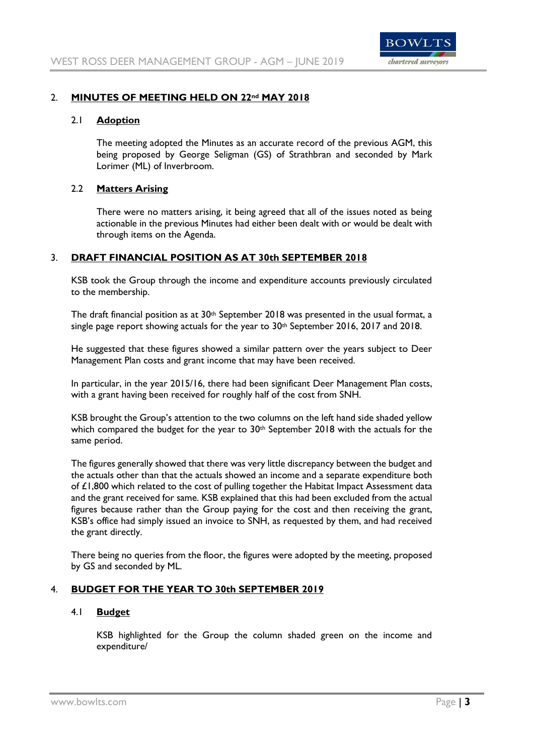## 2. MINUTES OF MEETING HELD ON 22nd MAY 2018

### 2.1 Adoption

The meeting adopted the Minutes as an accurate record of the previous AGM, this being proposed by George Seligman (GS) of Strathbran and seconded by Mark Lorimer (ML) of Inverbroom.

### 2.2 Matters Arising

There were no matters arising, it being agreed that all of the issues noted as being actionable in the previous Minutes had either been dealt with or would be dealt with through items on the Agenda.

## 3. DRAFT FINANCIAL POSITION AS AT 30th SEPTEMBER 2018

KSB took the Group through the income and expenditure accounts previously circulated to the membership.

The draft financial position as at 30th September 2018 was presented in the usual format, a single page report showing actuals for the year to 30th September 2016, 2017 and 2018.

He suggested that these figures showed a similar pattern over the years subject to Deer Management Plan costs and grant income that may have been received.

In particular, in the year 2015/16, there had been significant Deer Management Plan costs, with a grant having been received for roughly half of the cost from SNH.

KSB brought the Group's attention to the two columns on the left hand side shaded yellow which compared the budget for the year to 30th September 2018 with the actuals for the same period.

The figures generally showed that there was very little discrepancy between the budget and the actuals other than that the actuals showed an income and a separate expenditure both of £1,800 which related to the cost of pulling together the Habitat Impact Assessment data and the grant received for same. KSB explained that this had been excluded from the actual figures because rather than the Group paying for the cost and then receiving the grant, KSB's office had simply issued an invoice to SNH, as requested by them, and had received the grant directly.

There being no queries from the floor, the figures were adopted by the meeting, proposed by GS and seconded by ML.

## 4. BUDGET FOR THE YEAR TO 30th SEPTEMBER 2019

### 4.1 Budget

KSB highlighted for the Group the column shaded green on the income and expenditure/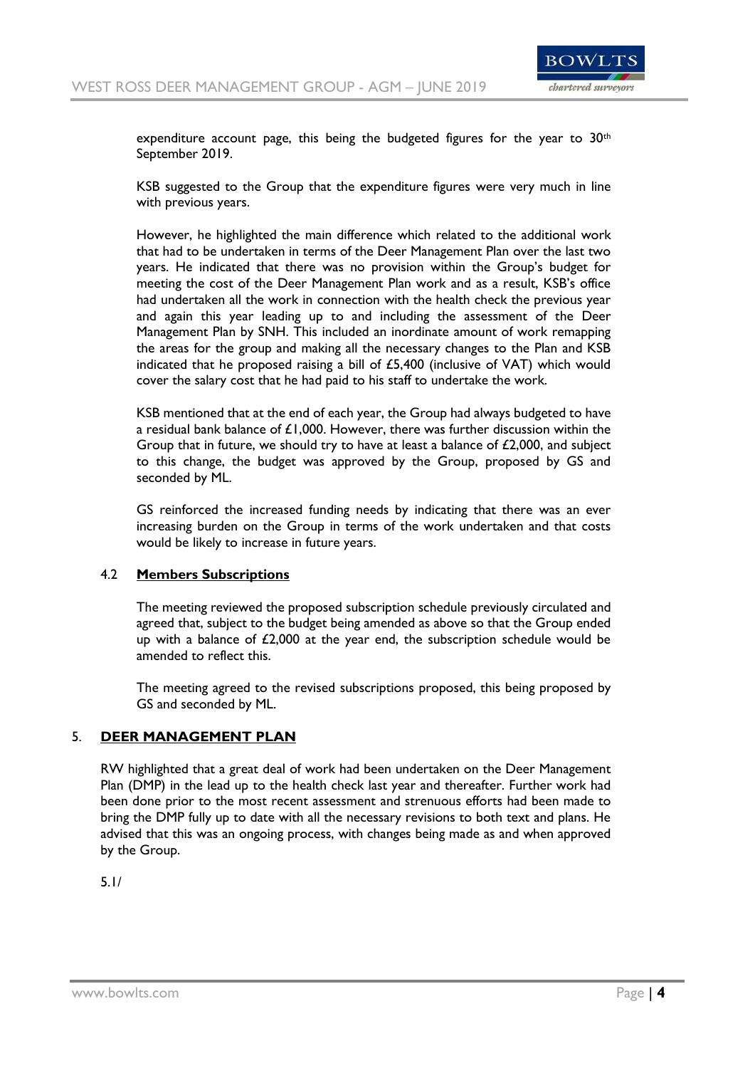expenditure account page, this being the budgeted figures for the year to 30th September 2019.

KSB suggested to the Group that the expenditure figures were very much in line with previous years.

However, he highlighted the main difference which related to the additional work that had to be undertaken in terms of the Deer Management Plan over the last two years. He indicated that there was no provision within the Group's budget for meeting the cost of the Deer Management Plan work and as a result, KSB's office had undertaken all the work in connection with the health check the previous year and again this year leading up to and including the assessment of the Deer Management Plan by SNH. This included an inordinate amount of work remapping the areas for the group and making all the necessary changes to the Plan and KSB indicated that he proposed raising a bill of £5,400 (inclusive of VAT) which would cover the salary cost that he had paid to his staff to undertake the work.

KSB mentioned that at the end of each year, the Group had always budgeted to have a residual bank balance of £1,000. However, there was further discussion within the Group that in future, we should try to have at least a balance of £2,000, and subject to this change, the budget was approved by the Group, proposed by GS and seconded by ML.

GS reinforced the increased funding needs by indicating that there was an ever increasing burden on the Group in terms of the work undertaken and that costs would be likely to increase in future years.

### 4.2 **<u>Members Subscriptions</u>**

The meeting reviewed the proposed subscription schedule previously circulated and agreed that, subject to the budget being amended as above so that the Group ended up with a balance of £2,000 at the year end, the subscription schedule would be amended to reflect this.

The meeting agreed to the revised subscriptions proposed, this being proposed by GS and seconded by ML.

## 5. **<u>DEER MANAGEMENT PLAN</u>**

RW highlighted that a great deal of work had been undertaken on the Deer Management Plan (DMP) in the lead up to the health check last year and thereafter. Further work had been done prior to the most recent assessment and strenuous efforts had been made to bring the DMP fully up to date with all the necessary revisions to both text and plans. He advised that this was an ongoing process, with changes being made as and when approved by the Group.

5.1/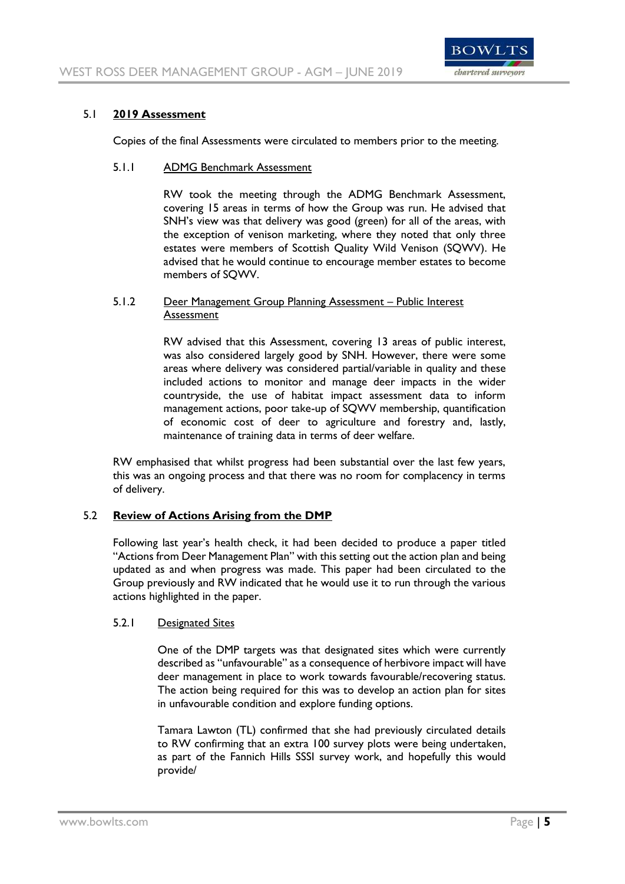## 5.1 **2019 Assessment**

Copies of the final Assessments were circulated to members prior to the meeting.

### 5.1.1 ADMG Benchmark Assessment

RW took the meeting through the ADMG Benchmark Assessment, covering 15 areas in terms of how the Group was run. He advised that SNH's view was that delivery was good (green) for all of the areas, with the exception of venison marketing, where they noted that only three estates were members of Scottish Quality Wild Venison (SQWV). He advised that he would continue to encourage member estates to become members of SQWV.

### 5.1.2 Deer Management Group Planning Assessment – Public Interest Assessment

RW advised that this Assessment, covering 13 areas of public interest, was also considered largely good by SNH. However, there were some areas where delivery was considered partial/variable in quality and these included actions to monitor and manage deer impacts in the wider countryside, the use of habitat impact assessment data to inform management actions, poor take-up of SQWV membership, quantification of economic cost of deer to agriculture and forestry and, lastly, maintenance of training data in terms of deer welfare.

RW emphasised that whilst progress had been substantial over the last few years, this was an ongoing process and that there was no room for complacency in terms of delivery.

## 5.2 **Review of Actions Arising from the DMP**

Following last year's health check, it had been decided to produce a paper titled "Actions from Deer Management Plan" with this setting out the action plan and being updated as and when progress was made. This paper had been circulated to the Group previously and RW indicated that he would use it to run through the various actions highlighted in the paper.

### 5.2.1 Designated Sites

One of the DMP targets was that designated sites which were currently described as "unfavourable" as a consequence of herbivore impact will have deer management in place to work towards favourable/recovering status. The action being required for this was to develop an action plan for sites in unfavourable condition and explore funding options.

Tamara Lawton (TL) confirmed that she had previously circulated details to RW confirming that an extra 100 survey plots were being undertaken, as part of the Fannich Hills SSSI survey work, and hopefully this would provide/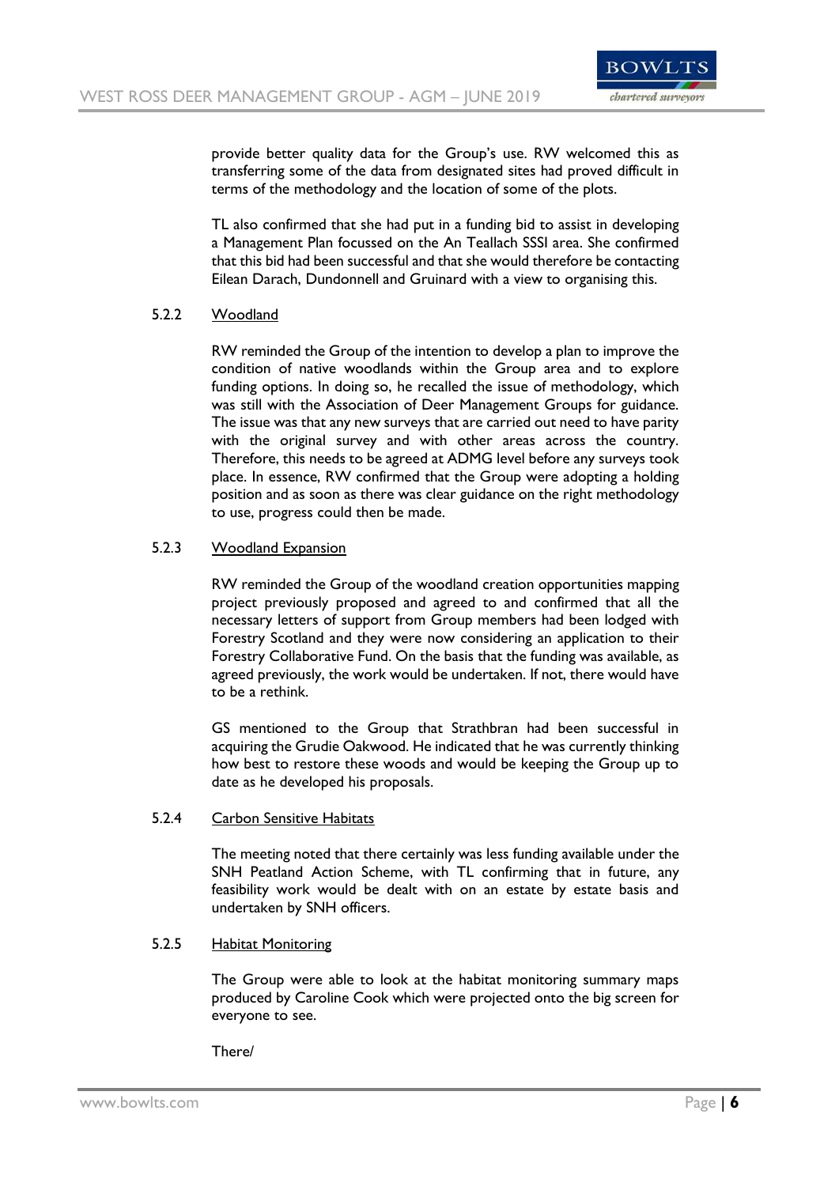provide better quality data for the Group's use. RW welcomed this as transferring some of the data from designated sites had proved difficult in terms of the methodology and the location of some of the plots.

TL also confirmed that she had put in a funding bid to assist in developing a Management Plan focussed on the An Teallach SSSI area. She confirmed that this bid had been successful and that she would therefore be contacting Eilean Darach, Dundonnell and Gruinard with a view to organising this.

5.2.2 Woodland

RW reminded the Group of the intention to develop a plan to improve the condition of native woodlands within the Group area and to explore funding options. In doing so, he recalled the issue of methodology, which was still with the Association of Deer Management Groups for guidance. The issue was that any new surveys that are carried out need to have parity with the original survey and with other areas across the country. Therefore, this needs to be agreed at ADMG level before any surveys took place. In essence, RW confirmed that the Group were adopting a holding position and as soon as there was clear guidance on the right methodology to use, progress could then be made.

5.2.3 Woodland Expansion

RW reminded the Group of the woodland creation opportunities mapping project previously proposed and agreed to and confirmed that all the necessary letters of support from Group members had been lodged with Forestry Scotland and they were now considering an application to their Forestry Collaborative Fund. On the basis that the funding was available, as agreed previously, the work would be undertaken. If not, there would have to be a rethink.

GS mentioned to the Group that Strathbran had been successful in acquiring the Grudie Oakwood. He indicated that he was currently thinking how best to restore these woods and would be keeping the Group up to date as he developed his proposals.

5.2.4 Carbon Sensitive Habitats

The meeting noted that there certainly was less funding available under the SNH Peatland Action Scheme, with TL confirming that in future, any feasibility work would be dealt with on an estate by estate basis and undertaken by SNH officers.

5.2.5 Habitat Monitoring

The Group were able to look at the habitat monitoring summary maps produced by Caroline Cook which were projected onto the big screen for everyone to see.

There/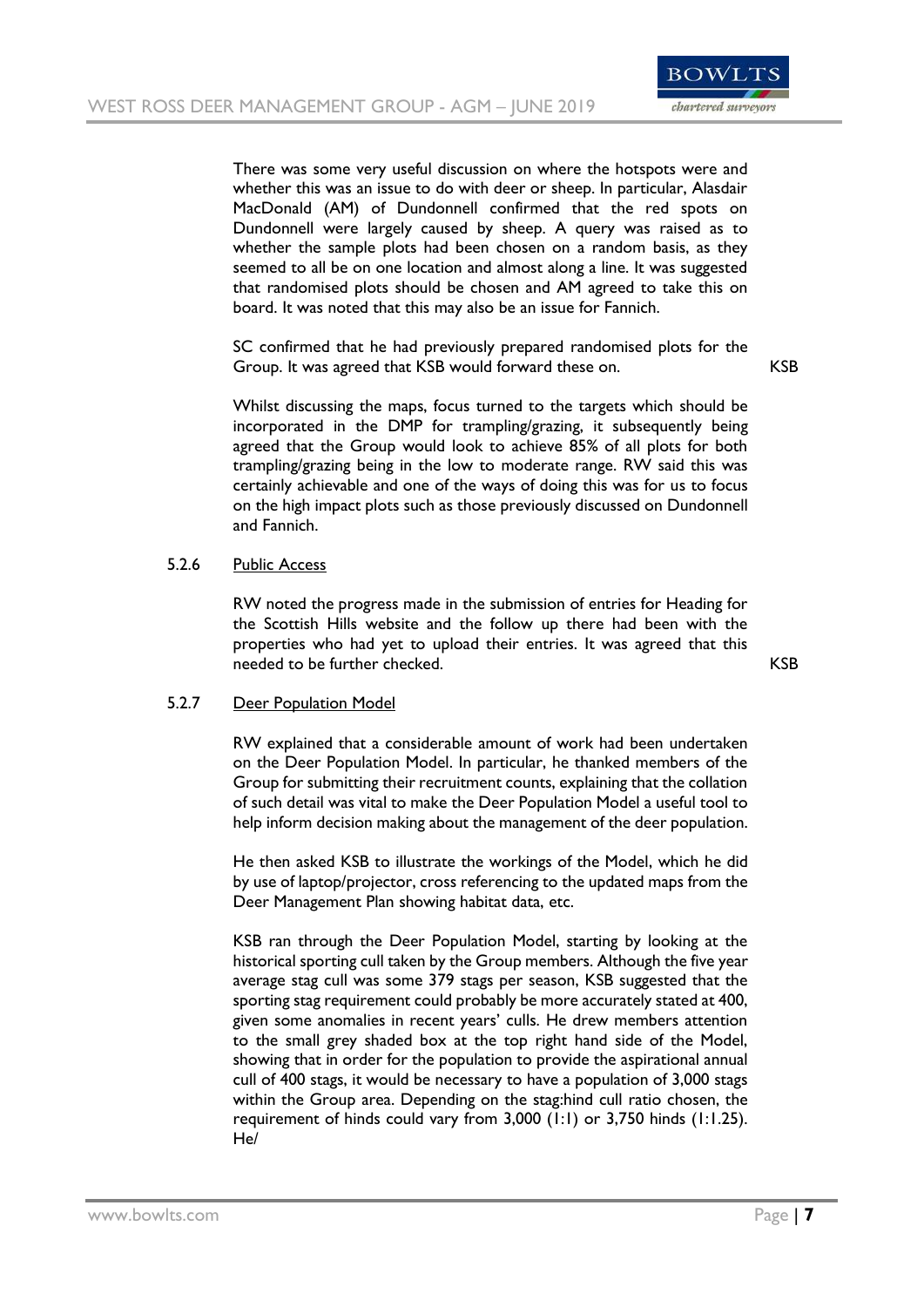There was some very useful discussion on where the hotspots were and whether this was an issue to do with deer or sheep. In particular, Alasdair MacDonald (AM) of Dundonnell confirmed that the red spots on Dundonnell were largely caused by sheep. A query was raised as to whether the sample plots had been chosen on a random basis, as they seemed to all be on one location and almost along a line. It was suggested that randomised plots should be chosen and AM agreed to take this on board. It was noted that this may also be an issue for Fannich.

SC confirmed that he had previously prepared randomised plots for the Group. It was agreed that KSB would forward these on. **KSB**

Whilst discussing the maps, focus turned to the targets which should be incorporated in the DMP for trampling/grazing, it subsequently being agreed that the Group would look to achieve 85% of all plots for both trampling/grazing being in the low to moderate range. RW said this was certainly achievable and one of the ways of doing this was for us to focus on the high impact plots such as those previously discussed on Dundonnell and Fannich.

5.2.6 Public Access

RW noted the progress made in the submission of entries for Heading for the Scottish Hills website and the follow up there had been with the properties who had yet to upload their entries. It was agreed that this needed to be further checked. **KSB**

5.2.7 Deer Population Model

RW explained that a considerable amount of work had been undertaken on the Deer Population Model. In particular, he thanked members of the Group for submitting their recruitment counts, explaining that the collation of such detail was vital to make the Deer Population Model a useful tool to help inform decision making about the management of the deer population.

He then asked KSB to illustrate the workings of the Model, which he did by use of laptop/projector, cross referencing to the updated maps from the Deer Management Plan showing habitat data, etc.

KSB ran through the Deer Population Model, starting by looking at the historical sporting cull taken by the Group members. Although the five year average stag cull was some 379 stags per season, KSB suggested that the sporting stag requirement could probably be more accurately stated at 400, given some anomalies in recent years' culls. He drew members attention to the small grey shaded box at the top right hand side of the Model, showing that in order for the population to provide the aspirational annual cull of 400 stags, it would be necessary to have a population of 3,000 stags within the Group area. Depending on the stag:hind cull ratio chosen, the requirement of hinds could vary from 3,000 (1:1) or 3,750 hinds (1:1.25). He/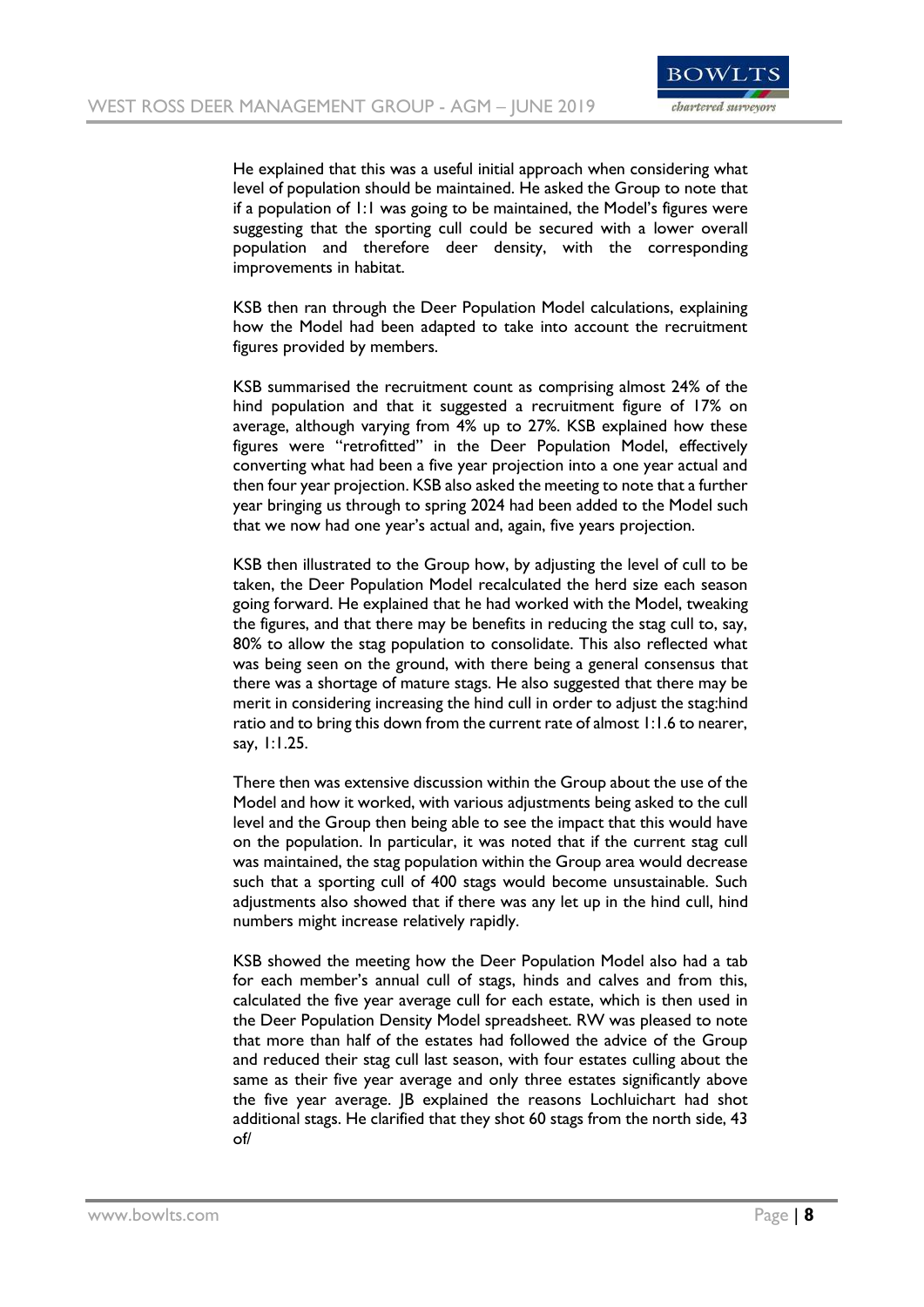He explained that this was a useful initial approach when considering what level of population should be maintained. He asked the Group to note that if a population of 1:1 was going to be maintained, the Model's figures were suggesting that the sporting cull could be secured with a lower overall population and therefore deer density, with the corresponding improvements in habitat.

KSB then ran through the Deer Population Model calculations, explaining how the Model had been adapted to take into account the recruitment figures provided by members.

KSB summarised the recruitment count as comprising almost 24% of the hind population and that it suggested a recruitment figure of 17% on average, although varying from 4% up to 27%. KSB explained how these figures were "retrofitted" in the Deer Population Model, effectively converting what had been a five year projection into a one year actual and then four year projection. KSB also asked the meeting to note that a further year bringing us through to spring 2024 had been added to the Model such that we now had one year's actual and, again, five years projection.

KSB then illustrated to the Group how, by adjusting the level of cull to be taken, the Deer Population Model recalculated the herd size each season going forward. He explained that he had worked with the Model, tweaking the figures, and that there may be benefits in reducing the stag cull to, say, 80% to allow the stag population to consolidate. This also reflected what was being seen on the ground, with there being a general consensus that there was a shortage of mature stags. He also suggested that there may be merit in considering increasing the hind cull in order to adjust the stag:hind ratio and to bring this down from the current rate of almost 1:1.6 to nearer, say, 1:1.25.

There then was extensive discussion within the Group about the use of the Model and how it worked, with various adjustments being asked to the cull level and the Group then being able to see the impact that this would have on the population. In particular, it was noted that if the current stag cull was maintained, the stag population within the Group area would decrease such that a sporting cull of 400 stags would become unsustainable. Such adjustments also showed that if there was any let up in the hind cull, hind numbers might increase relatively rapidly.

KSB showed the meeting how the Deer Population Model also had a tab for each member's annual cull of stags, hinds and calves and from this, calculated the five year average cull for each estate, which is then used in the Deer Population Density Model spreadsheet. RW was pleased to note that more than half of the estates had followed the advice of the Group and reduced their stag cull last season, with four estates culling about the same as their five year average and only three estates significantly above the five year average. JB explained the reasons Lochluichart had shot additional stags. He clarified that they shot 60 stags from the north side, 43 of/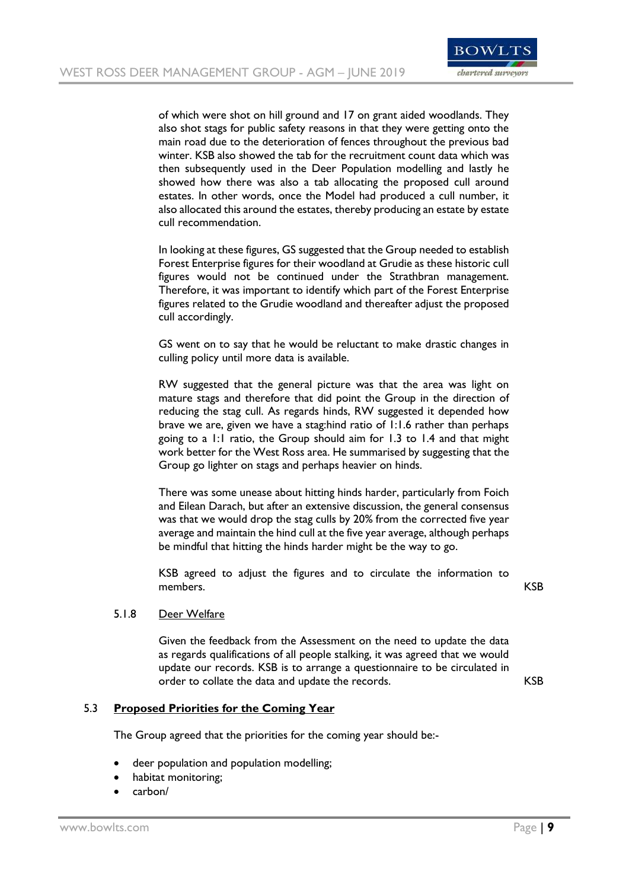of which were shot on hill ground and 17 on grant aided woodlands. They also shot stags for public safety reasons in that they were getting onto the main road due to the deterioration of fences throughout the previous bad winter. KSB also showed the tab for the recruitment count data which was then subsequently used in the Deer Population modelling and lastly he showed how there was also a tab allocating the proposed cull around estates. In other words, once the Model had produced a cull number, it also allocated this around the estates, thereby producing an estate by estate cull recommendation.

In looking at these figures, GS suggested that the Group needed to establish Forest Enterprise figures for their woodland at Grudie as these historic cull figures would not be continued under the Strathbran management. Therefore, it was important to identify which part of the Forest Enterprise figures related to the Grudie woodland and thereafter adjust the proposed cull accordingly.

GS went on to say that he would be reluctant to make drastic changes in culling policy until more data is available.

RW suggested that the general picture was that the area was light on mature stags and therefore that did point the Group in the direction of reducing the stag cull. As regards hinds, RW suggested it depended how brave we are, given we have a stag:hind ratio of 1:1.6 rather than perhaps going to a 1:1 ratio, the Group should aim for 1.3 to 1.4 and that might work better for the West Ross area. He summarised by suggesting that the Group go lighter on stags and perhaps heavier on hinds.

There was some unease about hitting hinds harder, particularly from Foich and Eilean Darach, but after an extensive discussion, the general consensus was that we would drop the stag culls by 20% from the corrected five year average and maintain the hind cull at the five year average, although perhaps be mindful that hitting the hinds harder might be the way to go.

KSB agreed to adjust the figures and to circulate the information to members. **KSB**

5.1.8 Deer Welfare

Given the feedback from the Assessment on the need to update the data as regards qualifications of all people stalking, it was agreed that we would update our records. KSB is to arrange a questionnaire to be circulated in order to collate the data and update the records. **KSB**

### 5.3 Proposed Priorities for the Coming Year

The Group agreed that the priorities for the coming year should be:-

- deer population and population modelling;
- habitat monitoring;
- carbon/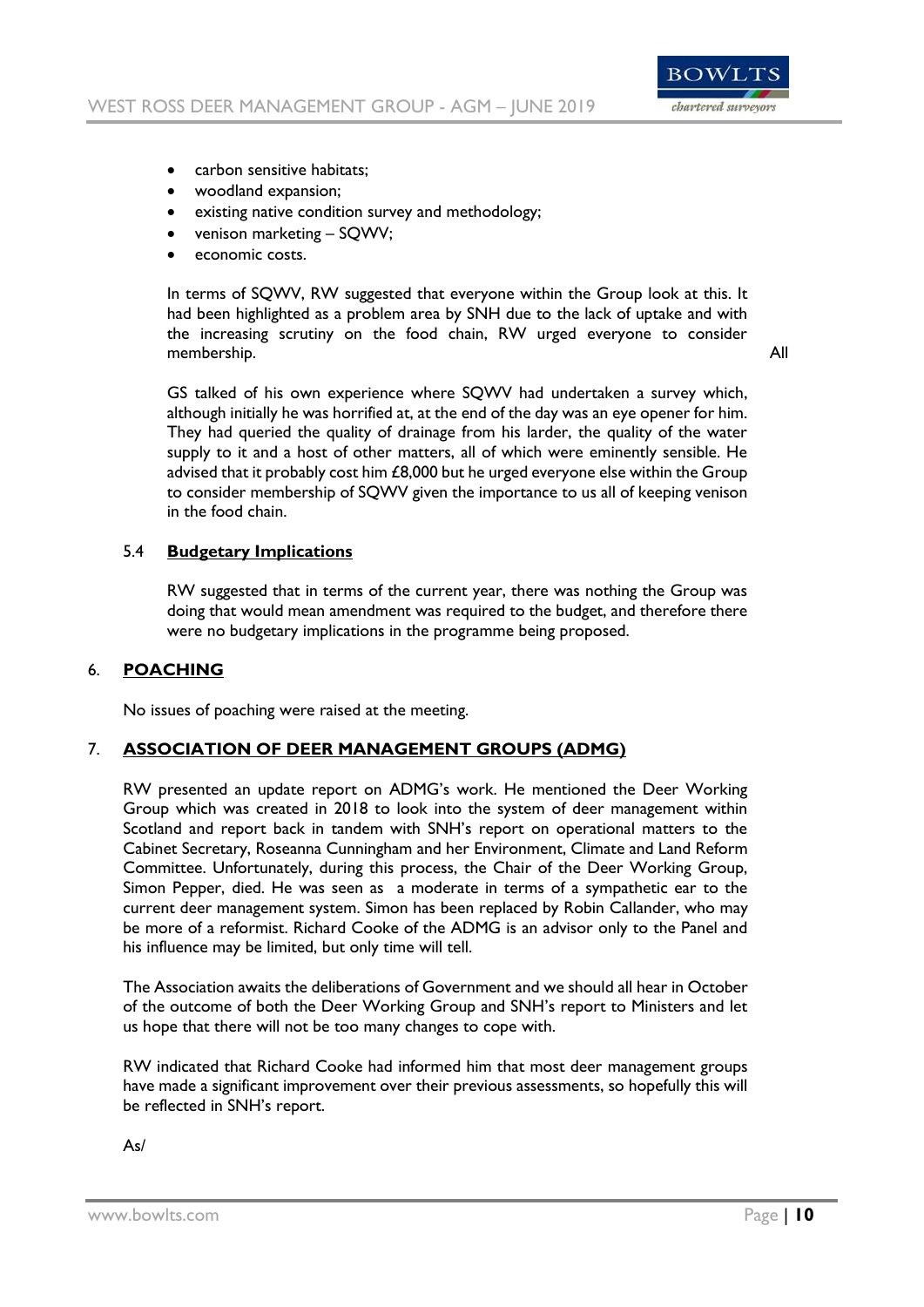- carbon sensitive habitats;
- woodland expansion;
- existing native condition survey and methodology;
- venison marketing – SQWV;
- economic costs.

In terms of SQWV, RW suggested that everyone within the Group look at this. It had been highlighted as a problem area by SNH due to the lack of uptake and with the increasing scrutiny on the food chain, RW urged everyone to consider membership. **All**

GS talked of his own experience where SQWV had undertaken a survey which, although initially he was horrified at, at the end of the day was an eye opener for him. They had queried the quality of drainage from his larder, the quality of the water supply to it and a host of other matters, all of which were eminently sensible. He advised that it probably cost him £8,000 but he urged everyone else within the Group to consider membership of SQWV given the importance to us all of keeping venison in the food chain.

### 5.4 Budgetary Implications

RW suggested that in terms of the current year, there was nothing the Group was doing that would mean amendment was required to the budget, and therefore there were no budgetary implications in the programme being proposed.

## 6. POACHING

No issues of poaching were raised at the meeting.

## 7. ASSOCIATION OF DEER MANAGEMENT GROUPS (ADMG)

RW presented an update report on ADMG's work. He mentioned the Deer Working Group which was created in 2018 to look into the system of deer management within Scotland and report back in tandem with SNH's report on operational matters to the Cabinet Secretary, Roseanna Cunningham and her Environment, Climate and Land Reform Committee. Unfortunately, during this process, the Chair of the Deer Working Group, Simon Pepper, died. He was seen as a moderate in terms of a sympathetic ear to the current deer management system. Simon has been replaced by Robin Callander, who may be more of a reformist. Richard Cooke of the ADMG is an advisor only to the Panel and his influence may be limited, but only time will tell.

The Association awaits the deliberations of Government and we should all hear in October of the outcome of both the Deer Working Group and SNH's report to Ministers and let us hope that there will not be too many changes to cope with.

RW indicated that Richard Cooke had informed him that most deer management groups have made a significant improvement over their previous assessments, so hopefully this will be reflected in SNH's report.

As/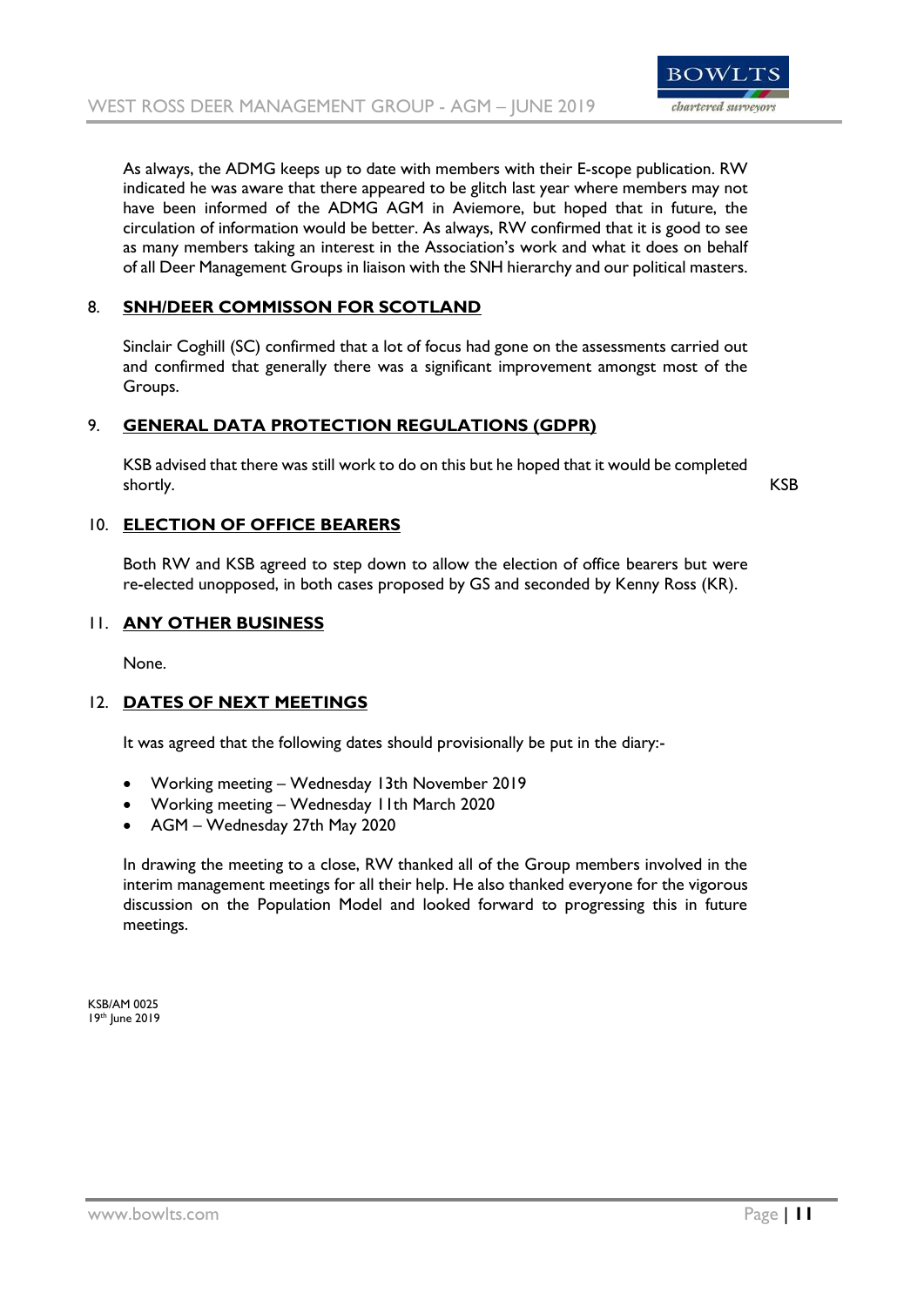As always, the ADMG keeps up to date with members with their E-scope publication. RW indicated he was aware that there appeared to be glitch last year where members may not have been informed of the ADMG AGM in Aviemore, but hoped that in future, the circulation of information would be better. As always, RW confirmed that it is good to see as many members taking an interest in the Association's work and what it does on behalf of all Deer Management Groups in liaison with the SNH hierarchy and our political masters.

## 8. SNH/DEER COMMISSON FOR SCOTLAND

Sinclair Coghill (SC) confirmed that a lot of focus had gone on the assessments carried out and confirmed that generally there was a significant improvement amongst most of the Groups.

## 9. GENERAL DATA PROTECTION REGULATIONS (GDPR)

KSB advised that there was still work to do on this but he hoped that it would be completed shortly. **KSB**

## 10. ELECTION OF OFFICE BEARERS

Both RW and KSB agreed to step down to allow the election of office bearers but were re-elected unopposed, in both cases proposed by GS and seconded by Kenny Ross (KR).

## 11. ANY OTHER BUSINESS

None.

## 12. DATES OF NEXT MEETINGS

It was agreed that the following dates should provisionally be put in the diary:-

- Working meeting – Wednesday 13th November 2019
- Working meeting – Wednesday 11th March 2020
- AGM – Wednesday 27th May 2020

In drawing the meeting to a close, RW thanked all of the Group members involved in the interim management meetings for all their help. He also thanked everyone for the vigorous discussion on the Population Model and looked forward to progressing this in future meetings.

KSB/AM 0025
19th June 2019